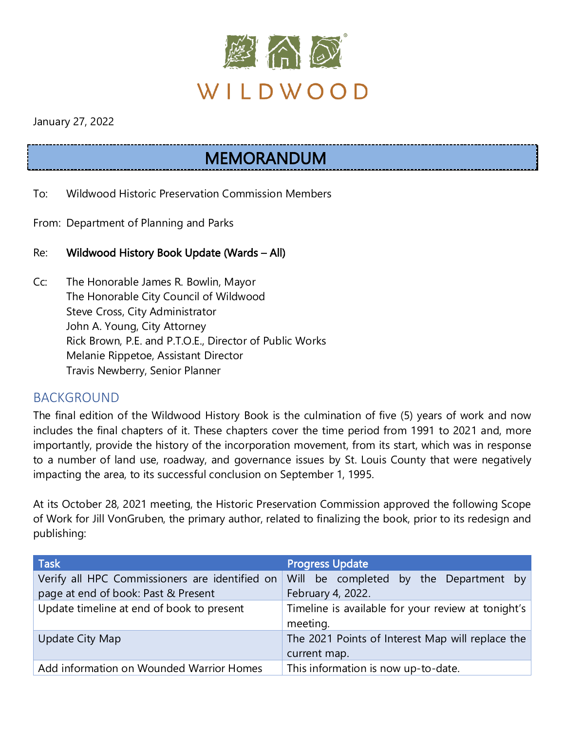WILDWOOD

January 27, 2022

# MEMORANDUM

To: Wildwood Historic Preservation Commission Members

From: Department of Planning and Parks

Re: **Wildwood History Book Update (Wards – All)**

Cc: The Honorable James R. Bowlin, Mayor
The Honorable City Council of Wildwood
Steve Cross, City Administrator
John A. Young, City Attorney
Rick Brown, P.E. and P.T.O.E., Director of Public Works
Melanie Rippetoe, Assistant Director
Travis Newberry, Senior Planner

## BACKGROUND

The final edition of the Wildwood History Book is the culmination of five (5) years of work and now includes the final chapters of it. These chapters cover the time period from 1991 to 2021 and, more importantly, provide the history of the incorporation movement, from its start, which was in response to a number of land use, roadway, and governance issues by St. Louis County that were negatively impacting the area, to its successful conclusion on September 1, 1995.

At its October 28, 2021 meeting, the Historic Preservation Commission approved the following Scope of Work for Jill VonGruben, the primary author, related to finalizing the book, prior to its redesign and publishing:

| Task | Progress Update |
|---|---|
| Verify all HPC Commissioners are identified on page at end of book: Past & Present | Will be completed by the Department by February 4, 2022. |
| Update timeline at end of book to present | Timeline is available for your review at tonight's meeting. |
| Update City Map | The 2021 Points of Interest Map will replace the current map. |
| Add information on Wounded Warrior Homes | This information is now up-to-date. |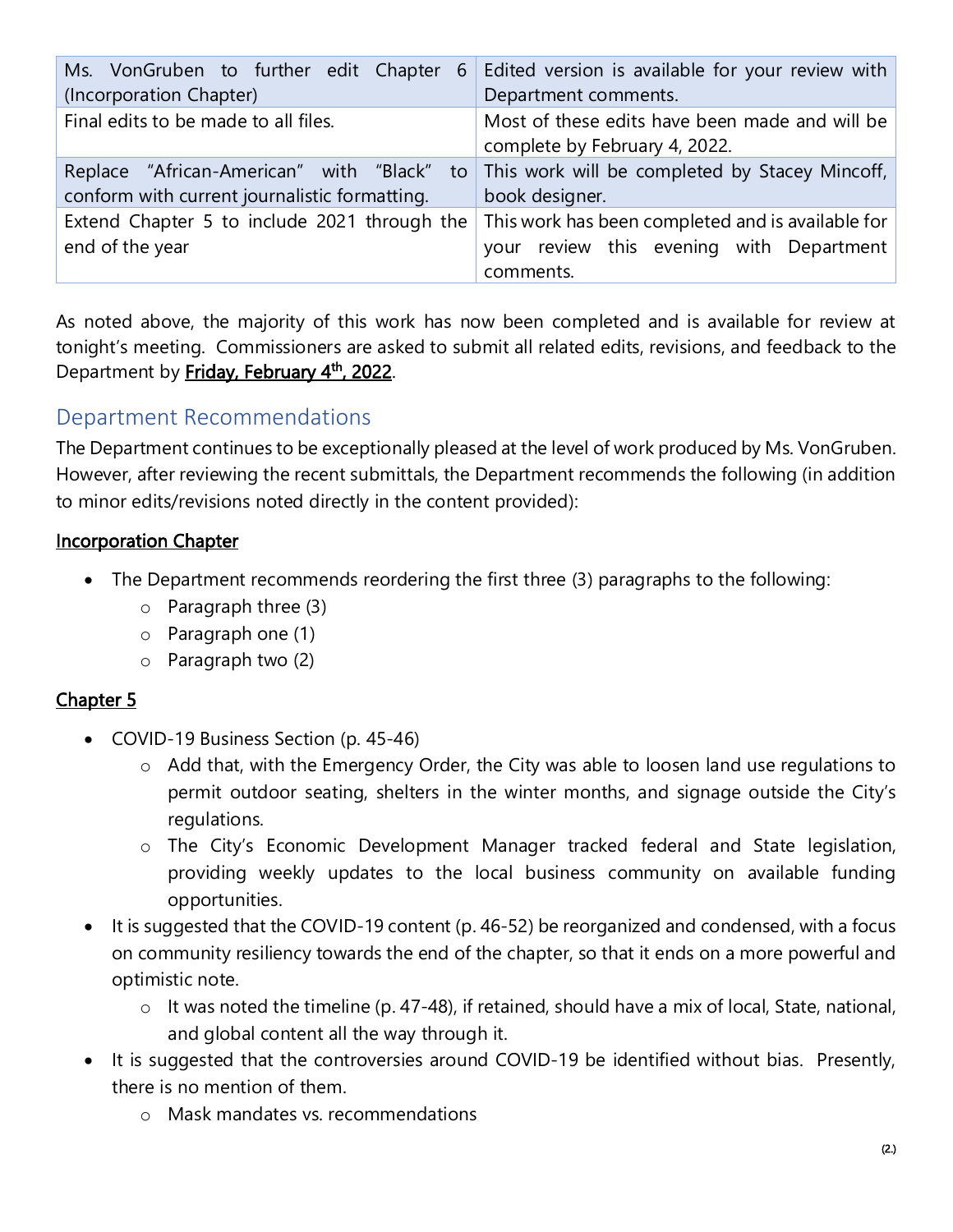| | |
|---|---|
| Ms. VonGruben to further edit Chapter 6 (Incorporation Chapter) | Edited version is available for your review with Department comments. |
| Final edits to be made to all files. | Most of these edits have been made and will be complete by February 4, 2022. |
| Replace "African-American" with "Black" to conform with current journalistic formatting. | This work will be completed by Stacey Mincoff, book designer. |
| Extend Chapter 5 to include 2021 through the end of the year | This work has been completed and is available for your review this evening with Department comments. |

As noted above, the majority of this work has now been completed and is available for review at tonight's meeting. Commissioners are asked to submit all related edits, revisions, and feedback to the Department by **Friday, February 4th, 2022**.

## Department Recommendations

The Department continues to be exceptionally pleased at the level of work produced by Ms. VonGruben. However, after reviewing the recent submittals, the Department recommends the following (in addition to minor edits/revisions noted directly in the content provided):

**Incorporation Chapter**

- The Department recommends reordering the first three (3) paragraphs to the following:
  - Paragraph three (3)
  - Paragraph one (1)
  - Paragraph two (2)

**Chapter 5**

- COVID-19 Business Section (p. 45-46)
  - Add that, with the Emergency Order, the City was able to loosen land use regulations to permit outdoor seating, shelters in the winter months, and signage outside the City's regulations.
  - The City's Economic Development Manager tracked federal and State legislation, providing weekly updates to the local business community on available funding opportunities.
- It is suggested that the COVID-19 content (p. 46-52) be reorganized and condensed, with a focus on community resiliency towards the end of the chapter, so that it ends on a more powerful and optimistic note.
  - It was noted the timeline (p. 47-48), if retained, should have a mix of local, State, national, and global content all the way through it.
- It is suggested that the controversies around COVID-19 be identified without bias. Presently, there is no mention of them.
  - Mask mandates vs. recommendations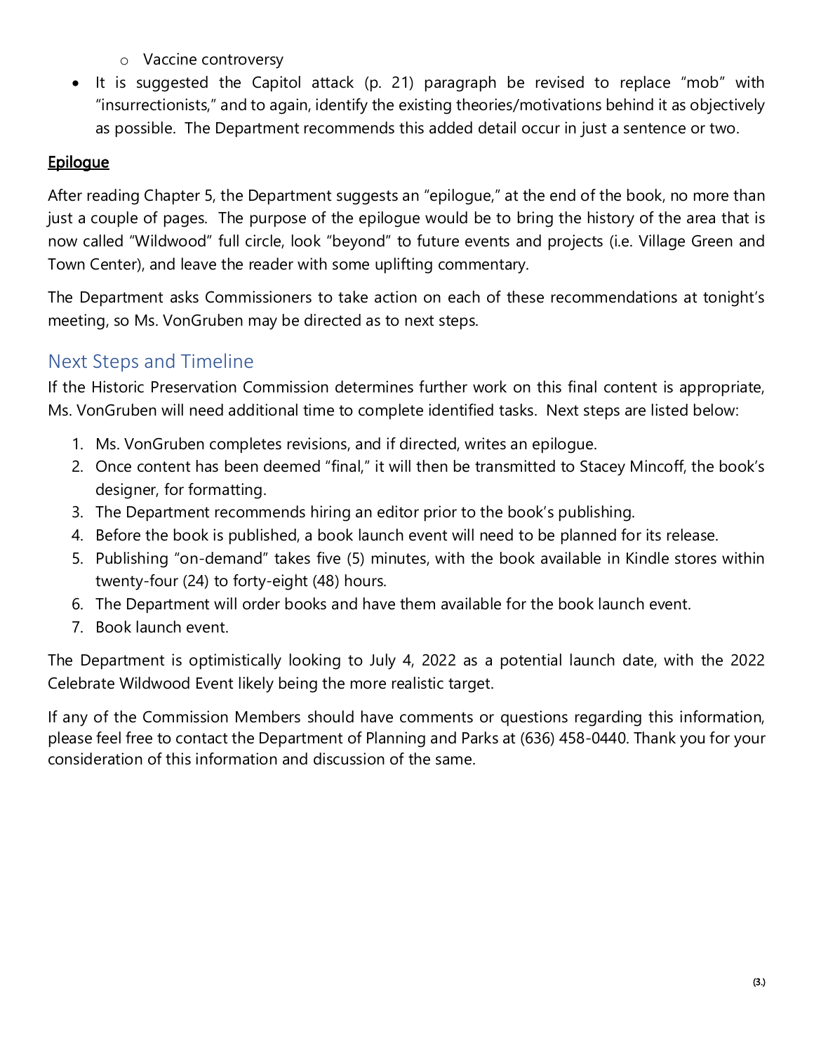- Vaccine controversy
- It is suggested the Capitol attack (p. 21) paragraph be revised to replace "mob" with "insurrectionists," and to again, identify the existing theories/motivations behind it as objectively as possible. The Department recommends this added detail occur in just a sentence or two.

**Epilogue**

After reading Chapter 5, the Department suggests an "epilogue," at the end of the book, no more than just a couple of pages. The purpose of the epilogue would be to bring the history of the area that is now called "Wildwood" full circle, look "beyond" to future events and projects (i.e. Village Green and Town Center), and leave the reader with some uplifting commentary.

The Department asks Commissioners to take action on each of these recommendations at tonight's meeting, so Ms. VonGruben may be directed as to next steps.

## Next Steps and Timeline

If the Historic Preservation Commission determines further work on this final content is appropriate, Ms. VonGruben will need additional time to complete identified tasks. Next steps are listed below:

1. Ms. VonGruben completes revisions, and if directed, writes an epilogue.
2. Once content has been deemed "final," it will then be transmitted to Stacey Mincoff, the book's designer, for formatting.
3. The Department recommends hiring an editor prior to the book's publishing.
4. Before the book is published, a book launch event will need to be planned for its release.
5. Publishing "on-demand" takes five (5) minutes, with the book available in Kindle stores within twenty-four (24) to forty-eight (48) hours.
6. The Department will order books and have them available for the book launch event.
7. Book launch event.

The Department is optimistically looking to July 4, 2022 as a potential launch date, with the 2022 Celebrate Wildwood Event likely being the more realistic target.

If any of the Commission Members should have comments or questions regarding this information, please feel free to contact the Department of Planning and Parks at (636) 458-0440. Thank you for your consideration of this information and discussion of the same.